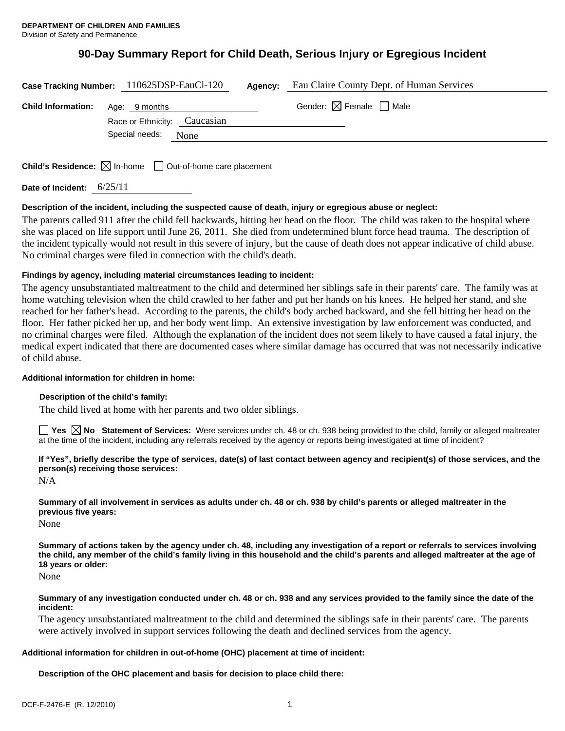**DEPARTMENT OF CHILDREN AND FAMILIES**
Division of Safety and Permanence

# 90-Day Summary Report for Child Death, Serious Injury or Egregious Incident

**Case Tracking Number:** 110625DSP-EauCl-120 **Agency:** Eau Claire County Dept. of Human Services

**Child Information:** Age: 9 months Gender: ☒ Female ☐ Male

Race or Ethnicity: Caucasian

Special needs: None

**Child's Residence:** ☒ In-home ☐ Out-of-home care placement

**Date of Incident:** 6/25/11

**Description of the incident, including the suspected cause of death, injury or egregious abuse or neglect:**

The parents called 911 after the child fell backwards, hitting her head on the floor. The child was taken to the hospital where she was placed on life support until June 26, 2011. She died from undetermined blunt force head trauma. The description of the incident typically would not result in this severe of injury, but the cause of death does not appear indicative of child abuse. No criminal charges were filed in connection with the child's death.

**Findings by agency, including material circumstances leading to incident:**

The agency unsubstantiated maltreatment to the child and determined her siblings safe in their parents' care. The family was at home watching television when the child crawled to her father and put her hands on his knees. He helped her stand, and she reached for her father's head. According to the parents, the child's body arched backward, and she fell hitting her head on the floor. Her father picked her up, and her body went limp. An extensive investigation by law enforcement was conducted, and no criminal charges were filed. Although the explanation of the incident does not seem likely to have caused a fatal injury, the medical expert indicated that there are documented cases where similar damage has occurred that was not necessarily indicative of child abuse.

**Additional information for children in home:**

**Description of the child's family:**

The child lived at home with her parents and two older siblings.

☐ **Yes** ☒ **No** **Statement of Services:** Were services under ch. 48 or ch. 938 being provided to the child, family or alleged maltreater at the time of the incident, including any referrals received by the agency or reports being investigated at time of incident?

**If "Yes", briefly describe the type of services, date(s) of last contact between agency and recipient(s) of those services, and the person(s) receiving those services:**

N/A

**Summary of all involvement in services as adults under ch. 48 or ch. 938 by child's parents or alleged maltreater in the previous five years:**

None

**Summary of actions taken by the agency under ch. 48, including any investigation of a report or referrals to services involving the child, any member of the child's family living in this household and the child's parents and alleged maltreater at the age of 18 years or older:**

None

**Summary of any investigation conducted under ch. 48 or ch. 938 and any services provided to the family since the date of the incident:**

The agency unsubstantiated maltreatment to the child and determined the siblings safe in their parents' care. The parents were actively involved in support services following the death and declined services from the agency.

**Additional information for children in out-of-home (OHC) placement at time of incident:**

**Description of the OHC placement and basis for decision to place child there:**

DCF-F-2476-E (R. 12/2010)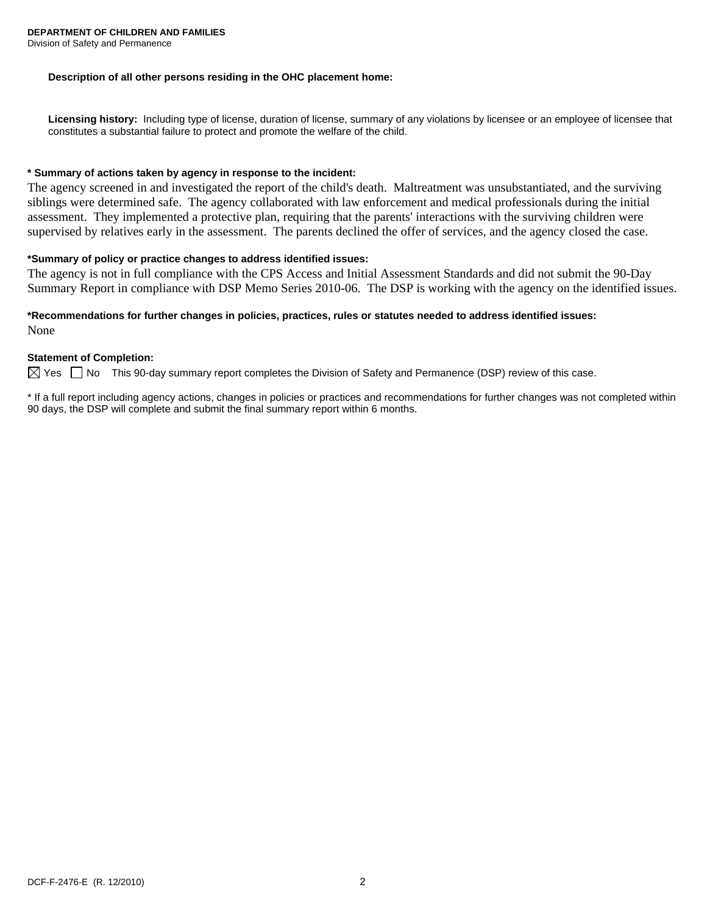**Description of all other persons residing in the OHC placement home:**

**Licensing history:** Including type of license, duration of license, summary of any violations by licensee or an employee of licensee that constitutes a substantial failure to protect and promote the welfare of the child.

**\* Summary of actions taken by agency in response to the incident:**

The agency screened in and investigated the report of the child's death. Maltreatment was unsubstantiated, and the surviving siblings were determined safe. The agency collaborated with law enforcement and medical professionals during the initial assessment. They implemented a protective plan, requiring that the parents' interactions with the surviving children were supervised by relatives early in the assessment. The parents declined the offer of services, and the agency closed the case.

**\*Summary of policy or practice changes to address identified issues:**

The agency is not in full compliance with the CPS Access and Initial Assessment Standards and did not submit the 90-Day Summary Report in compliance with DSP Memo Series 2010-06. The DSP is working with the agency on the identified issues.

**\*Recommendations for further changes in policies, practices, rules or statutes needed to address identified issues:**

None

**Statement of Completion:**

☒ Yes ☐ No This 90-day summary report completes the Division of Safety and Permanence (DSP) review of this case.

\* If a full report including agency actions, changes in policies or practices and recommendations for further changes was not completed within 90 days, the DSP will complete and submit the final summary report within 6 months.

DCF-F-2476-E (R. 12/2010)